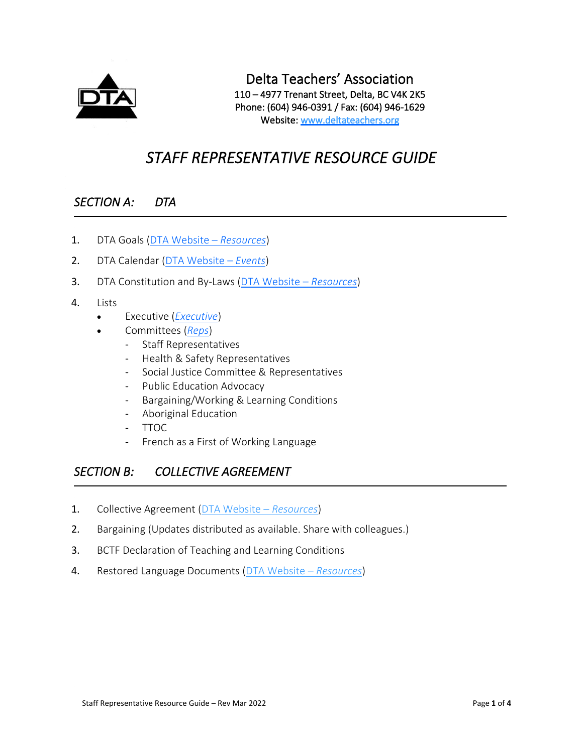# Delta Teachers' Association

110 – 4977 Trenant Street, Delta, BC V4K 2K5
Phone: (604) 946-0391 / Fax: (604) 946-1629
Website: www.deltateachers.org

# *STAFF REPRESENTATIVE RESOURCE GUIDE*

## *SECTION A: DTA*

1. DTA Goals (DTA Website – *Resources*)
2. DTA Calendar (DTA Website – *Events*)
3. DTA Constitution and By-Laws (DTA Website – *Resources*)
4. Lists
   - Executive (*Executive*)
   - Committees (*Reps*)
     - Staff Representatives
     - Health & Safety Representatives
     - Social Justice Committee & Representatives
     - Public Education Advocacy
     - Bargaining/Working & Learning Conditions
     - Aboriginal Education
     - TTOC
     - French as a First of Working Language

## *SECTION B: COLLECTIVE AGREEMENT*

1. Collective Agreement (DTA Website – *Resources*)
2. Bargaining (Updates distributed as available. Share with colleagues.)
3. BCTF Declaration of Teaching and Learning Conditions
4. Restored Language Documents (DTA Website – *Resources*)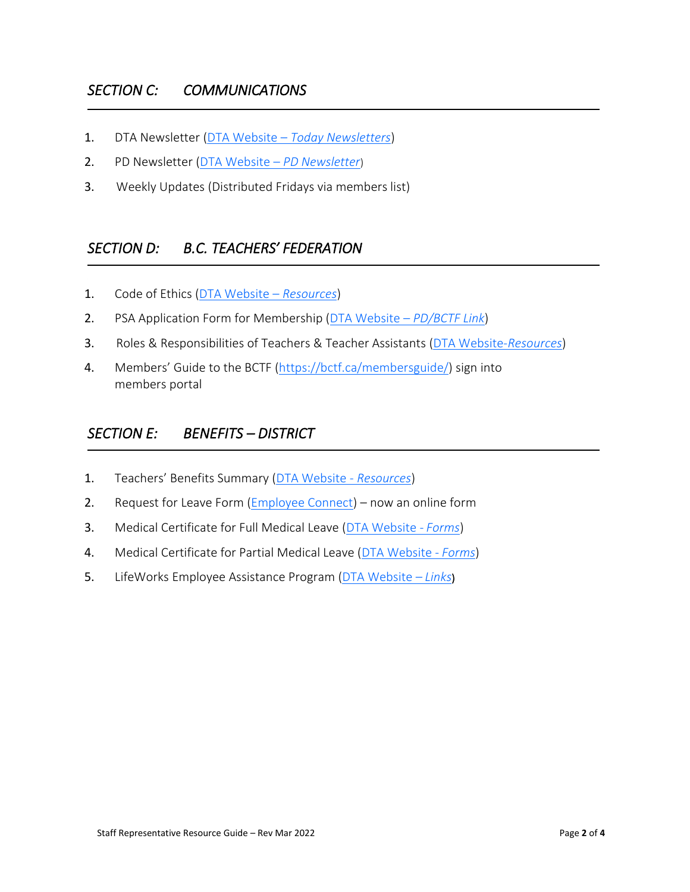## *SECTION C: COMMUNICATIONS*

1. DTA Newsletter (DTA Website – *Today Newsletters*)
2. PD Newsletter (DTA Website – *PD Newsletter*)
3. Weekly Updates (Distributed Fridays via members list)

## *SECTION D: B.C. TEACHERS' FEDERATION*

1. Code of Ethics (DTA Website – *Resources*)
2. PSA Application Form for Membership (DTA Website – *PD/BCTF Link*)
3. Roles & Responsibilities of Teachers & Teacher Assistants (DTA Website-*Resources*)
4. Members' Guide to the BCTF (https://bctf.ca/membersguide/) sign into members portal

## *SECTION E: BENEFITS – DISTRICT*

1. Teachers' Benefits Summary (DTA Website - *Resources*)
2. Request for Leave Form (Employee Connect) – now an online form
3. Medical Certificate for Full Medical Leave (DTA Website - *Forms*)
4. Medical Certificate for Partial Medical Leave (DTA Website - *Forms*)
5. LifeWorks Employee Assistance Program (DTA Website – *Links*)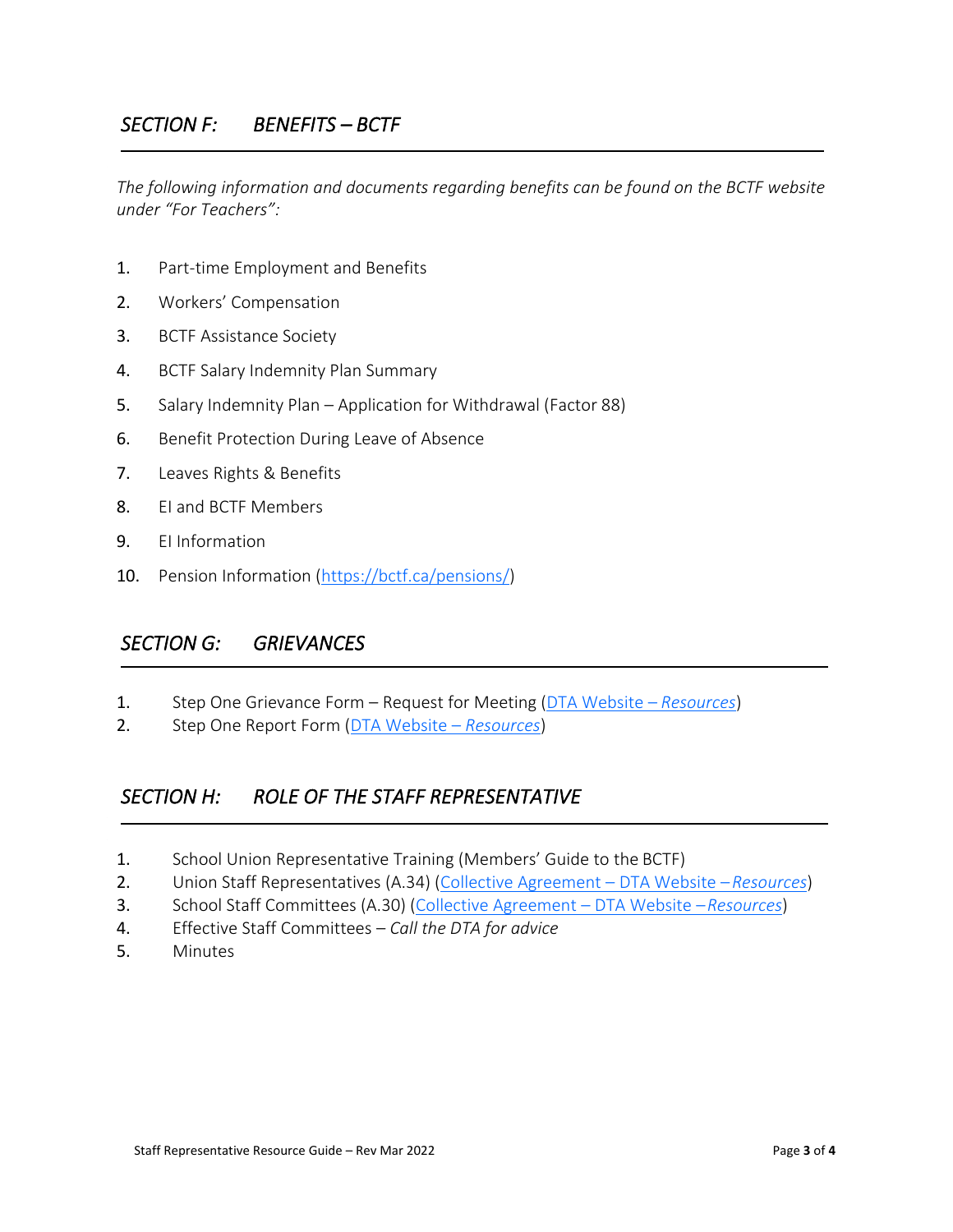## *SECTION F: BENEFITS – BCTF*

*The following information and documents regarding benefits can be found on the BCTF website under "For Teachers":*

1. Part-time Employment and Benefits
2. Workers' Compensation
3. BCTF Assistance Society
4. BCTF Salary Indemnity Plan Summary
5. Salary Indemnity Plan – Application for Withdrawal (Factor 88)
6. Benefit Protection During Leave of Absence
7. Leaves Rights & Benefits
8. EI and BCTF Members
9. EI Information
10. Pension Information (https://bctf.ca/pensions/)

## *SECTION G: GRIEVANCES*

1. Step One Grievance Form – Request for Meeting (DTA Website – *Resources*)
2. Step One Report Form (DTA Website – *Resources*)

## *SECTION H: ROLE OF THE STAFF REPRESENTATIVE*

1. School Union Representative Training (Members' Guide to the BCTF)
2. Union Staff Representatives (A.34) (Collective Agreement – DTA Website – *Resources*)
3. School Staff Committees (A.30) (Collective Agreement – DTA Website – *Resources*)
4. Effective Staff Committees – *Call the DTA for advice*
5. Minutes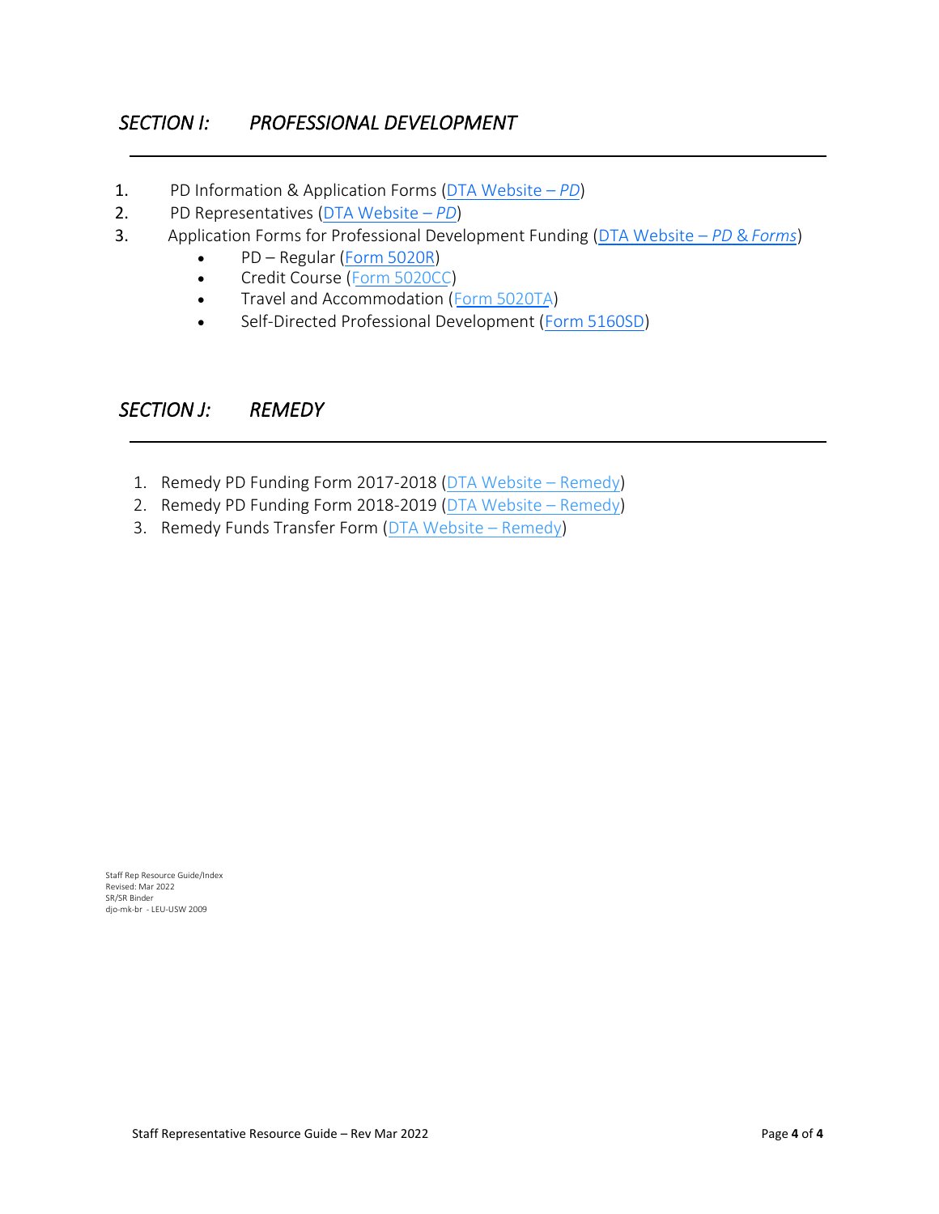## *SECTION I: PROFESSIONAL DEVELOPMENT*

1. PD Information & Application Forms (DTA Website – *PD*)
2. PD Representatives (DTA Website – *PD*)
3. Application Forms for Professional Development Funding (DTA Website – *PD & Forms*)
   - PD – Regular (Form 5020R)
   - Credit Course (Form 5020CC)
   - Travel and Accommodation (Form 5020TA)
   - Self-Directed Professional Development (Form 5160SD)

## *SECTION J: REMEDY*

1. Remedy PD Funding Form 2017-2018 (DTA Website – Remedy)
2. Remedy PD Funding Form 2018-2019 (DTA Website – Remedy)
3. Remedy Funds Transfer Form (DTA Website – Remedy)

Staff Rep Resource Guide/Index
Revised: Mar 2022
SR/SR Binder
djo-mk-br - LEU-USW 2009